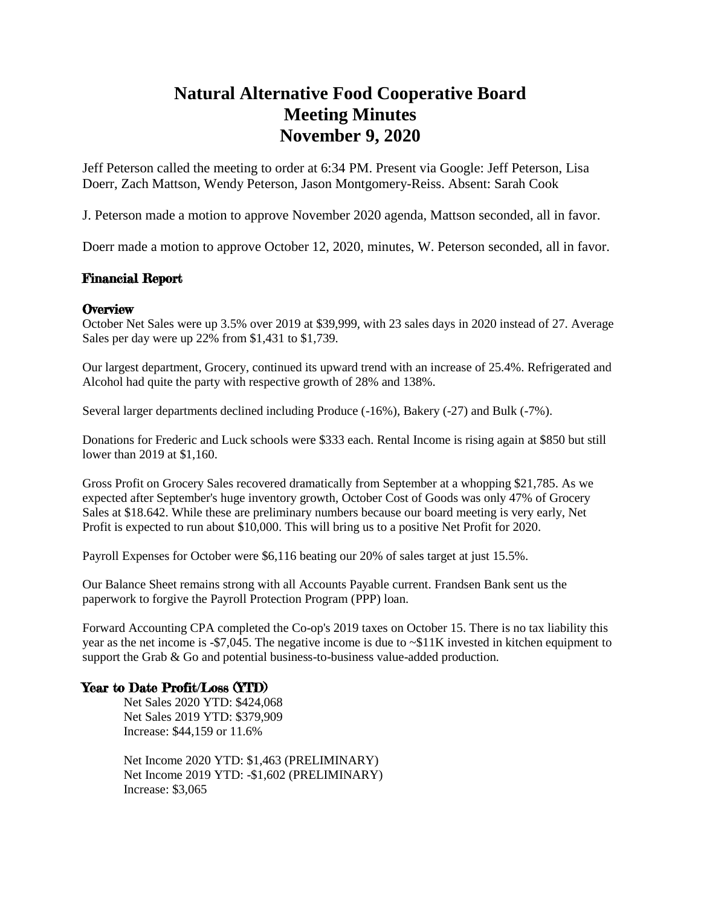# Natural Alternative Food Cooperative Board Meeting Minutes November 9, 2020

Jeff Peterson called the meeting to order at 6:34 PM. Present via Google: Jeff Peterson, Lisa Doerr, Zach Mattson, Wendy Peterson, Jason Montgomery-Reiss. Absent: Sarah Cook

J. Peterson made a motion to approve November 2020 agenda, Mattson seconded, all in favor.

Doerr made a motion to approve October 12, 2020, minutes, W. Peterson seconded, all in favor.

## Financial Report

### Overview

October Net Sales were up 3.5% over 2019 at $39,999, with 23 sales days in 2020 instead of 27. Average Sales per day were up 22% from $1,431 to $1,739.

Our largest department, Grocery, continued its upward trend with an increase of 25.4%. Refrigerated and Alcohol had quite the party with respective growth of 28% and 138%.

Several larger departments declined including Produce (-16%), Bakery (-27) and Bulk (-7%).

Donations for Frederic and Luck schools were $333 each. Rental Income is rising again at $850 but still lower than 2019 at $1,160.

Gross Profit on Grocery Sales recovered dramatically from September at a whopping $21,785. As we expected after September's huge inventory growth, October Cost of Goods was only 47% of Grocery Sales at $18.642. While these are preliminary numbers because our board meeting is very early, Net Profit is expected to run about $10,000. This will bring us to a positive Net Profit for 2020.

Payroll Expenses for October were $6,116 beating our 20% of sales target at just 15.5%.

Our Balance Sheet remains strong with all Accounts Payable current. Frandsen Bank sent us the paperwork to forgive the Payroll Protection Program (PPP) loan.

Forward Accounting CPA completed the Co-op's 2019 taxes on October 15. There is no tax liability this year as the net income is -$7,045. The negative income is due to ~$11K invested in kitchen equipment to support the Grab & Go and potential business-to-business value-added production.

## Year to Date Profit/Loss (YTD)

Net Sales 2020 YTD: $424,068
Net Sales 2019 YTD: $379,909
Increase: $44,159 or 11.6%

Net Income 2020 YTD: $1,463 (PRELIMINARY)
Net Income 2019 YTD: -$1,602 (PRELIMINARY)
Increase: $3,065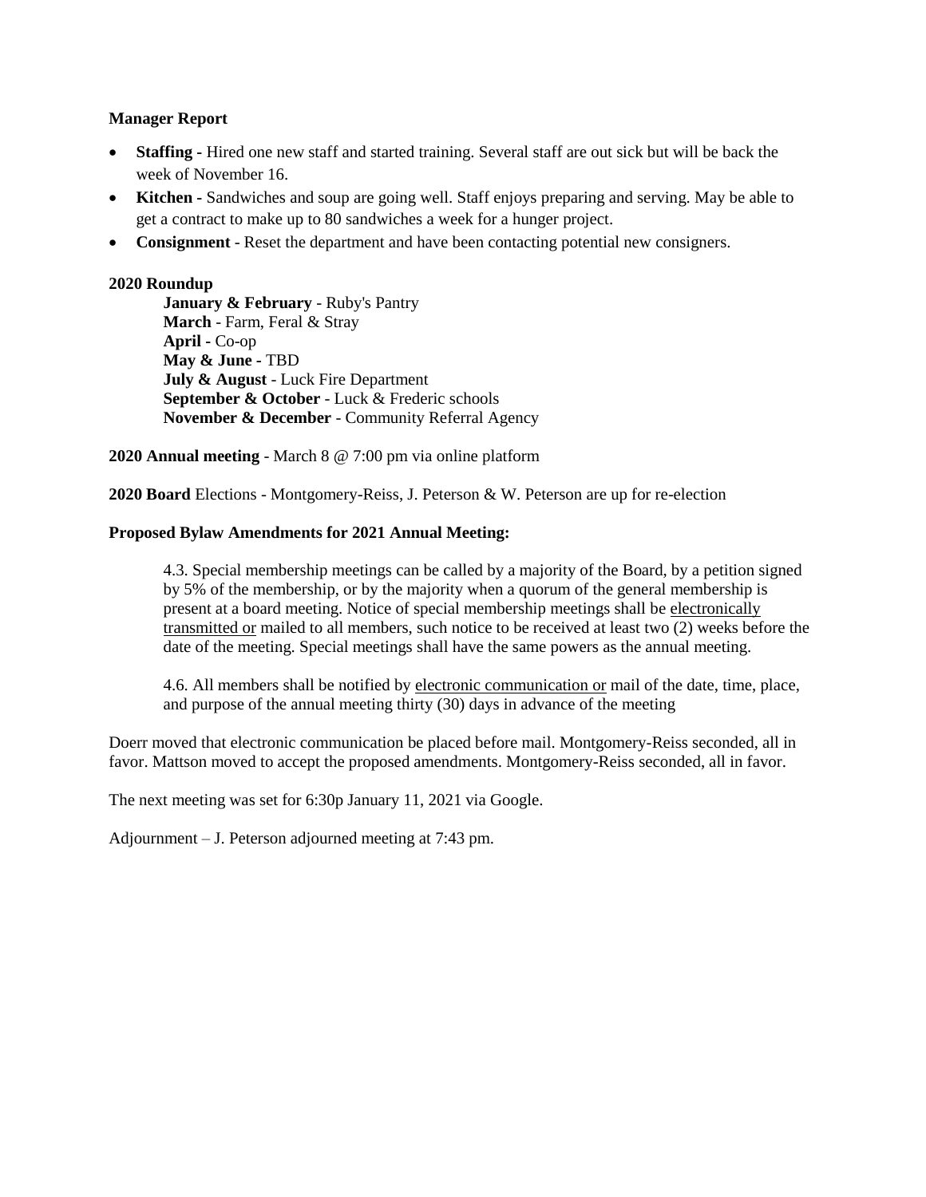**Manager Report**

- **Staffing -** Hired one new staff and started training. Several staff are out sick but will be back the week of November 16.
- **Kitchen -** Sandwiches and soup are going well. Staff enjoys preparing and serving. May be able to get a contract to make up to 80 sandwiches a week for a hunger project.
- **Consignment** - Reset the department and have been contacting potential new consigners.

**2020 Roundup**

**January & February** - Ruby's Pantry
**March** - Farm, Feral & Stray
**April** - Co-op
**May & June** - TBD
**July & August** - Luck Fire Department
**September & October** - Luck & Frederic schools
**November & December** - Community Referral Agency

**2020 Annual meeting** - March 8 @ 7:00 pm via online platform

**2020 Board** Elections - Montgomery-Reiss, J. Peterson & W. Peterson are up for re-election

**Proposed Bylaw Amendments for 2021 Annual Meeting:**

> 4.3. Special membership meetings can be called by a majority of the Board, by a petition signed by 5% of the membership, or by the majority when a quorum of the general membership is present at a board meeting. Notice of special membership meetings shall be <u>electronically transmitted or</u> mailed to all members, such notice to be received at least two (2) weeks before the date of the meeting. Special meetings shall have the same powers as the annual meeting.
>
> 4.6. All members shall be notified by <u>electronic communication or</u> mail of the date, time, place, and purpose of the annual meeting thirty (30) days in advance of the meeting

Doerr moved that electronic communication be placed before mail. Montgomery-Reiss seconded, all in favor. Mattson moved to accept the proposed amendments. Montgomery-Reiss seconded, all in favor.

The next meeting was set for 6:30p January 11, 2021 via Google.

Adjournment – J. Peterson adjourned meeting at 7:43 pm.